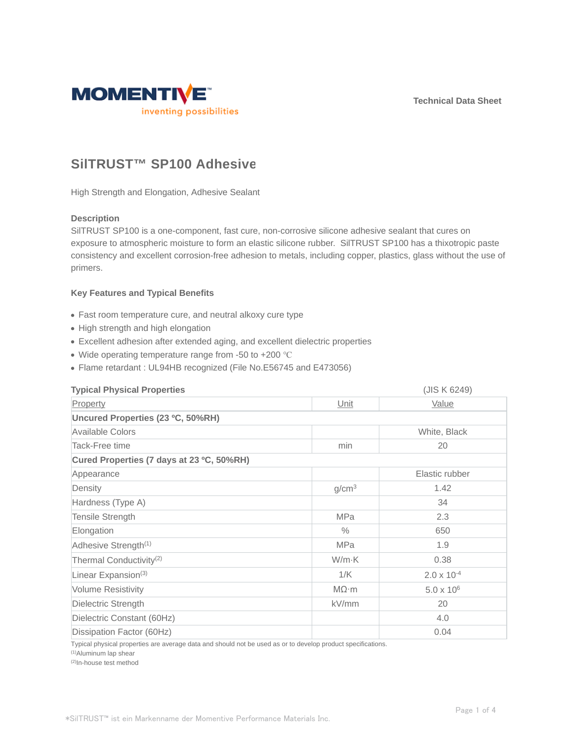Technical Data Sheet

# SilTRUST™ SP100 Adhesive

High Strength and Elongation, Adhesive Sealant

### Description

SilTRUST SP100 is a one-component, fast cure, non-corrosive silicone adhesive sealant that cures on exposure to atmospheric moisture to form an elastic silicone rubber. SilTRUST SP100 has a thixotropic paste consistency and excellent corrosion-free adhesion to metals, including copper, plastics, glass without the use of primers.

### Key Features and Typical Benefits

- Fast room temperature cure, and neutral alkoxy cure type
- High strength and high elongation
- Excellent adhesion after extended aging, and excellent dielectric properties
- Wide operating temperature range from -50 to +200 ℃
- Flame retardant : UL94HB recognized (File No.E56745 and E473056)

### Typical Physical Properties

(JIS K 6249)

| Property | Unit | Value |
|---|---|---|
| **Uncured Properties (23 ºC, 50%RH)** | | |
| Available Colors | | White, Black |
| Tack-Free time | min | 20 |
| **Cured Properties (7 days at 23 ºC, 50%RH)** | | |
| Appearance | | Elastic rubber |
| Density | $g/cm^3$ | 1.42 |
| Hardness (Type A) | | 34 |
| Tensile Strength | MPa | 2.3 |
| Elongation | % | 650 |
| Adhesive Strength[1] | MPa | 1.9 |
| Thermal Conductivity[2] | W/m·K | 0.38 |
| Linear Expansion[3] | 1/K | $2.0 \times 10^{-4}$ |
| Volume Resistivity | MΩ·m | $5.0 \times 10^{6}$ |
| Dielectric Strength | kV/mm | 20 |
| Dielectric Constant (60Hz) | | 4.0 |
| Dissipation Factor (60Hz) | | 0.04 |

Typical physical properties are average data and should not be used as or to develop product specifications.

[1]Aluminum lap shear

[2]In-house test method

*SilTRUST™ ist ein Markenname der Momentive Performance Materials Inc.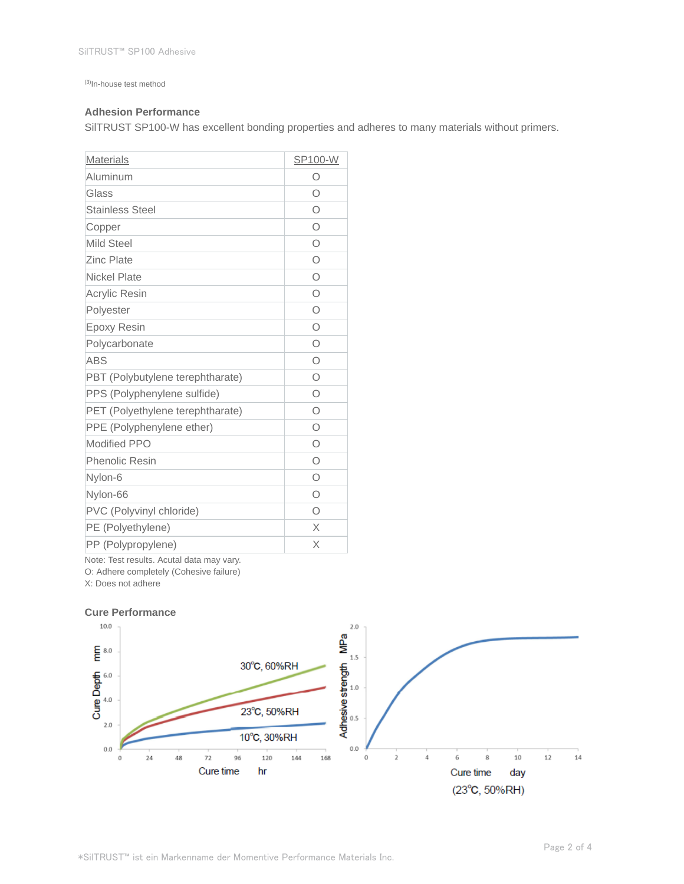[(3)]In-house test method

### Adhesion Performance

SilTRUST SP100-W has excellent bonding properties and adheres to many materials without primers.

| Materials | SP100-W |
|---|---|
| Aluminum | O |
| Glass | O |
| Stainless Steel | O |
| Copper | O |
| Mild Steel | O |
| Zinc Plate | O |
| Nickel Plate | O |
| Acrylic Resin | O |
| Polyester | O |
| Epoxy Resin | O |
| Polycarbonate | O |
| ABS | O |
| PBT (Polybutylene terephtharate) | O |
| PPS (Polyphenylene sulfide) | O |
| PET (Polyethylene terephtharate) | O |
| PPE (Polyphenylene ether) | O |
| Modified PPO | O |
| Phenolic Resin | O |
| Nylon-6 | O |
| Nylon-66 | O |
| PVC (Polyvinyl chloride) | O |
| PE (Polyethylene) | X |
| PP (Polypropylene) | X |

Note: Test results. Acutal data may vary.
O: Adhere completely (Cohesive failure)
X: Does not adhere

### Cure Performance

Cure Depth mm (0.0–10.0) vs. Cure time hr (0–168): curves for 30℃, 60%RH; 23℃, 50%RH; 10℃, 30%RH

Adhesive strength MPa (0.0–2.0) vs. Cure time day (0–14) (23℃, 50%RH)

*SilTRUST™ ist ein Markenname der Momentive Performance Materials Inc.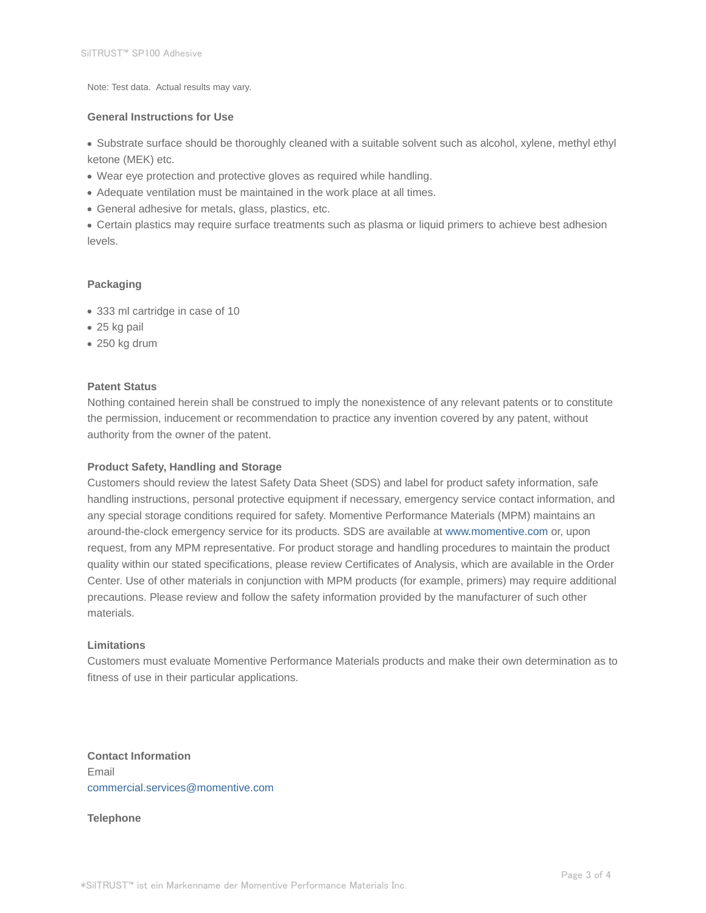Note: Test data. Actual results may vary.

**General Instructions for Use**

- Substrate surface should be thoroughly cleaned with a suitable solvent such as alcohol, xylene, methyl ethyl ketone (MEK) etc.
- Wear eye protection and protective gloves as required while handling.
- Adequate ventilation must be maintained in the work place at all times.
- General adhesive for metals, glass, plastics, etc.
- Certain plastics may require surface treatments such as plasma or liquid primers to achieve best adhesion levels.

**Packaging**

- 333 ml cartridge in case of 10
- 25 kg pail
- 250 kg drum

**Patent Status**

Nothing contained herein shall be construed to imply the nonexistence of any relevant patents or to constitute the permission, inducement or recommendation to practice any invention covered by any patent, without authority from the owner of the patent.

**Product Safety, Handling and Storage**

Customers should review the latest Safety Data Sheet (SDS) and label for product safety information, safe handling instructions, personal protective equipment if necessary, emergency service contact information, and any special storage conditions required for safety. Momentive Performance Materials (MPM) maintains an around-the-clock emergency service for its products. SDS are available at www.momentive.com or, upon request, from any MPM representative. For product storage and handling procedures to maintain the product quality within our stated specifications, please review Certificates of Analysis, which are available in the Order Center. Use of other materials in conjunction with MPM products (for example, primers) may require additional precautions. Please review and follow the safety information provided by the manufacturer of such other materials.

**Limitations**

Customers must evaluate Momentive Performance Materials products and make their own determination as to fitness of use in their particular applications.

**Contact Information**

Email
commercial.services@momentive.com

**Telephone**

*SilTRUST™ ist ein Markenname der Momentive Performance Materials Inc.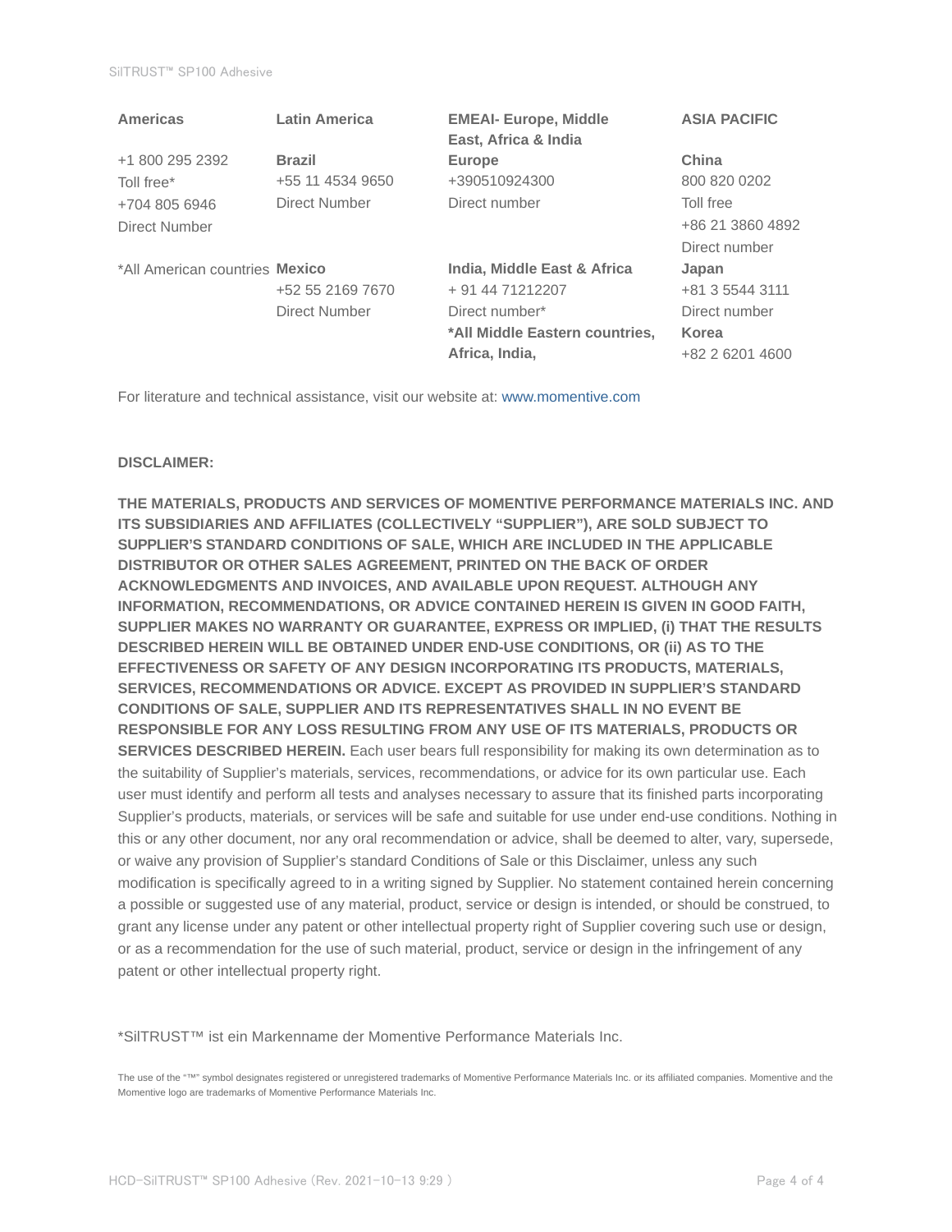| Americas | Latin America | EMEAI- Europe, Middle East, Africa & India | ASIA PACIFIC |
|---|---|---|---|
| +1 800 295 2392<br>Toll free*<br>+704 805 6946<br>Direct Number | **Brazil**<br>+55 11 4534 9650<br>Direct Number | **Europe**<br>+390510924300<br>Direct number | **China**<br>800 820 0202<br>Toll free<br>+86 21 3860 4892<br>Direct number |
| *All American countries | **Mexico**<br>+52 55 2169 7670<br>Direct Number | **India, Middle East & Africa**<br>+ 91 44 71212207<br>Direct number*<br>**\*All Middle Eastern countries, Africa, India,** | **Japan**<br>+81 3 5544 3111<br>Direct number<br>**Korea**<br>+82 2 6201 4600 |

For literature and technical assistance, visit our website at: www.momentive.com

**DISCLAIMER:**

**THE MATERIALS, PRODUCTS AND SERVICES OF MOMENTIVE PERFORMANCE MATERIALS INC. AND ITS SUBSIDIARIES AND AFFILIATES (COLLECTIVELY "SUPPLIER"), ARE SOLD SUBJECT TO SUPPLIER'S STANDARD CONDITIONS OF SALE, WHICH ARE INCLUDED IN THE APPLICABLE DISTRIBUTOR OR OTHER SALES AGREEMENT, PRINTED ON THE BACK OF ORDER ACKNOWLEDGMENTS AND INVOICES, AND AVAILABLE UPON REQUEST. ALTHOUGH ANY INFORMATION, RECOMMENDATIONS, OR ADVICE CONTAINED HEREIN IS GIVEN IN GOOD FAITH, SUPPLIER MAKES NO WARRANTY OR GUARANTEE, EXPRESS OR IMPLIED, (i) THAT THE RESULTS DESCRIBED HEREIN WILL BE OBTAINED UNDER END-USE CONDITIONS, OR (ii) AS TO THE EFFECTIVENESS OR SAFETY OF ANY DESIGN INCORPORATING ITS PRODUCTS, MATERIALS, SERVICES, RECOMMENDATIONS OR ADVICE. EXCEPT AS PROVIDED IN SUPPLIER'S STANDARD CONDITIONS OF SALE, SUPPLIER AND ITS REPRESENTATIVES SHALL IN NO EVENT BE RESPONSIBLE FOR ANY LOSS RESULTING FROM ANY USE OF ITS MATERIALS, PRODUCTS OR SERVICES DESCRIBED HEREIN.** Each user bears full responsibility for making its own determination as to the suitability of Supplier's materials, services, recommendations, or advice for its own particular use. Each user must identify and perform all tests and analyses necessary to assure that its finished parts incorporating Supplier's products, materials, or services will be safe and suitable for use under end-use conditions. Nothing in this or any other document, nor any oral recommendation or advice, shall be deemed to alter, vary, supersede, or waive any provision of Supplier's standard Conditions of Sale or this Disclaimer, unless any such modification is specifically agreed to in a writing signed by Supplier. No statement contained herein concerning a possible or suggested use of any material, product, service or design is intended, or should be construed, to grant any license under any patent or other intellectual property right of Supplier covering such use or design, or as a recommendation for the use of such material, product, service or design in the infringement of any patent or other intellectual property right.

*SilTRUST™ ist ein Markenname der Momentive Performance Materials Inc.

The use of the "™" symbol designates registered or unregistered trademarks of Momentive Performance Materials Inc. or its affiliated companies. Momentive and the Momentive logo are trademarks of Momentive Performance Materials Inc.